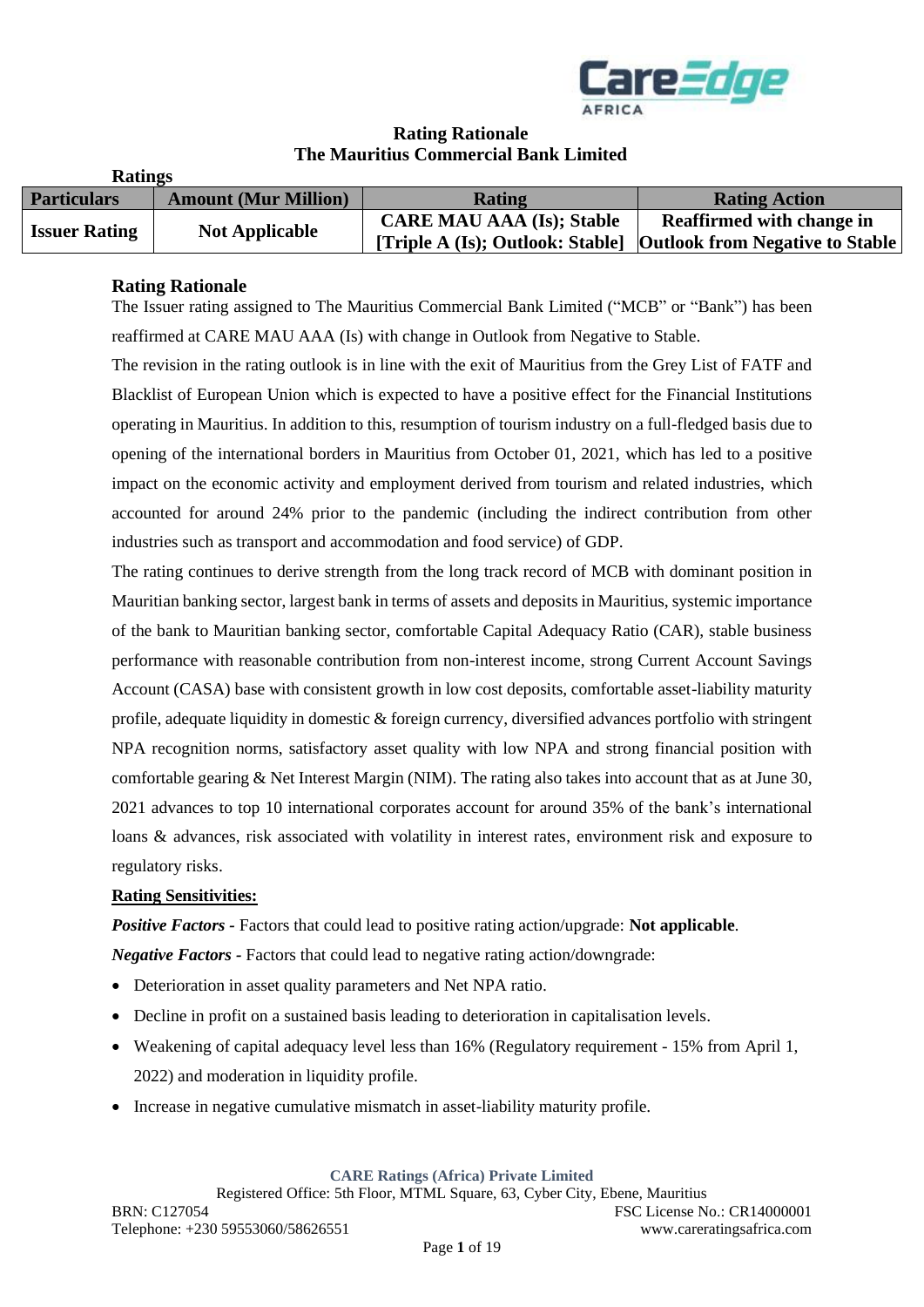# Rating Rationale
## The Mauritius Commercial Bank Limited

**Ratings**

| Particulars | Amount (Mur Million) | Rating | Rating Action |
|---|---|---|---|
| Issuer Rating | Not Applicable | CARE MAU AAA (Is); Stable [Triple A (Is); Outlook: Stable] | Reaffirmed with change in Outlook from Negative to Stable |

### Rating Rationale

The Issuer rating assigned to The Mauritius Commercial Bank Limited ("MCB" or "Bank") has been reaffirmed at CARE MAU AAA (Is) with change in Outlook from Negative to Stable.

The revision in the rating outlook is in line with the exit of Mauritius from the Grey List of FATF and Blacklist of European Union which is expected to have a positive effect for the Financial Institutions operating in Mauritius. In addition to this, resumption of tourism industry on a full-fledged basis due to opening of the international borders in Mauritius from October 01, 2021, which has led to a positive impact on the economic activity and employment derived from tourism and related industries, which accounted for around 24% prior to the pandemic (including the indirect contribution from other industries such as transport and accommodation and food service) of GDP.

The rating continues to derive strength from the long track record of MCB with dominant position in Mauritian banking sector, largest bank in terms of assets and deposits in Mauritius, systemic importance of the bank to Mauritian banking sector, comfortable Capital Adequacy Ratio (CAR), stable business performance with reasonable contribution from non-interest income, strong Current Account Savings Account (CASA) base with consistent growth in low cost deposits, comfortable asset-liability maturity profile, adequate liquidity in domestic & foreign currency, diversified advances portfolio with stringent NPA recognition norms, satisfactory asset quality with low NPA and strong financial position with comfortable gearing & Net Interest Margin (NIM). The rating also takes into account that as at June 30, 2021 advances to top 10 international corporates account for around 35% of the bank's international loans & advances, risk associated with volatility in interest rates, environment risk and exposure to regulatory risks.

**Rating Sensitivities:**

***Positive Factors*** **-** Factors that could lead to positive rating action/upgrade: **Not applicable**.

***Negative Factors*** **-** Factors that could lead to negative rating action/downgrade:

- Deterioration in asset quality parameters and Net NPA ratio.
- Decline in profit on a sustained basis leading to deterioration in capitalisation levels.
- Weakening of capital adequacy level less than 16% (Regulatory requirement - 15% from April 1, 2022) and moderation in liquidity profile.
- Increase in negative cumulative mismatch in asset-liability maturity profile.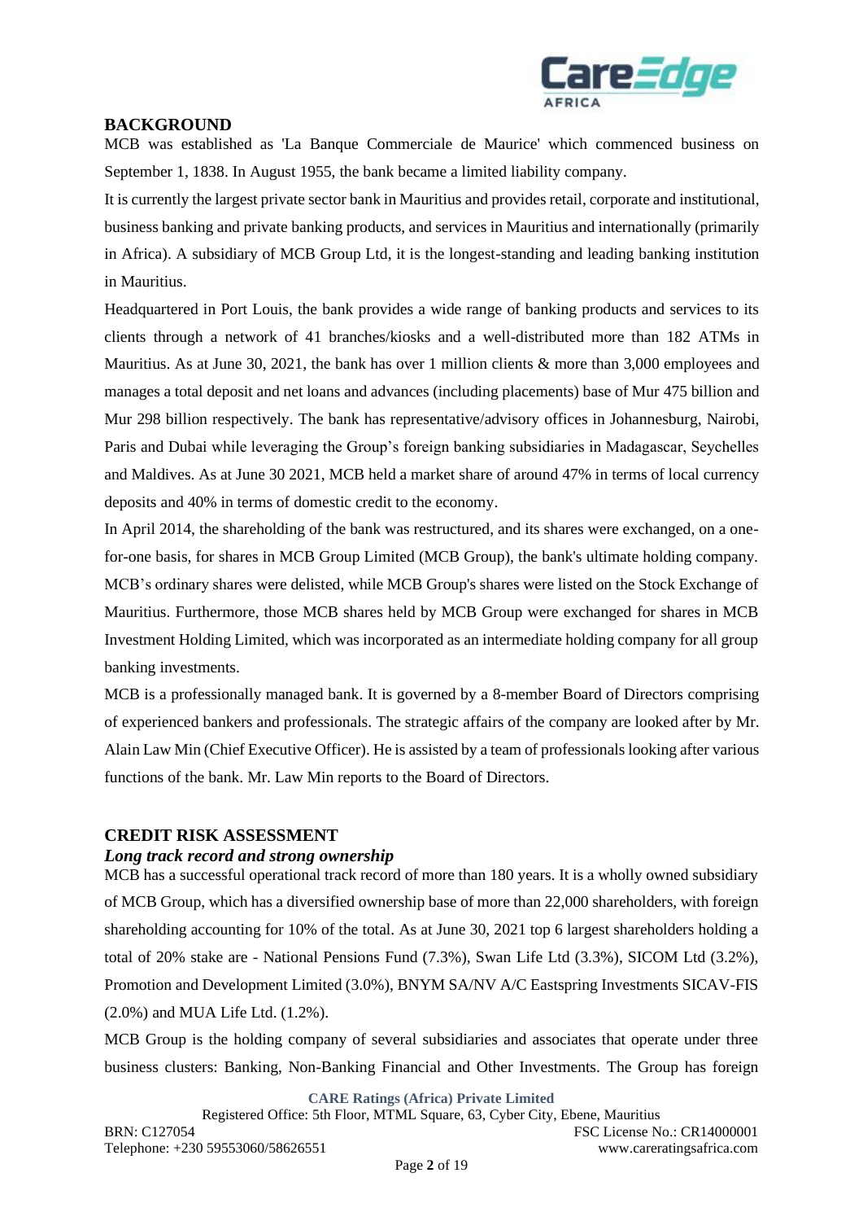## BACKGROUND

MCB was established as 'La Banque Commerciale de Maurice' which commenced business on September 1, 1838. In August 1955, the bank became a limited liability company.

It is currently the largest private sector bank in Mauritius and provides retail, corporate and institutional, business banking and private banking products, and services in Mauritius and internationally (primarily in Africa). A subsidiary of MCB Group Ltd, it is the longest-standing and leading banking institution in Mauritius.

Headquartered in Port Louis, the bank provides a wide range of banking products and services to its clients through a network of 41 branches/kiosks and a well-distributed more than 182 ATMs in Mauritius. As at June 30, 2021, the bank has over 1 million clients & more than 3,000 employees and manages a total deposit and net loans and advances (including placements) base of Mur 475 billion and Mur 298 billion respectively. The bank has representative/advisory offices in Johannesburg, Nairobi, Paris and Dubai while leveraging the Group's foreign banking subsidiaries in Madagascar, Seychelles and Maldives. As at June 30 2021, MCB held a market share of around 47% in terms of local currency deposits and 40% in terms of domestic credit to the economy.

In April 2014, the shareholding of the bank was restructured, and its shares were exchanged, on a one-for-one basis, for shares in MCB Group Limited (MCB Group), the bank's ultimate holding company. MCB's ordinary shares were delisted, while MCB Group's shares were listed on the Stock Exchange of Mauritius. Furthermore, those MCB shares held by MCB Group were exchanged for shares in MCB Investment Holding Limited, which was incorporated as an intermediate holding company for all group banking investments.

MCB is a professionally managed bank. It is governed by a 8-member Board of Directors comprising of experienced bankers and professionals. The strategic affairs of the company are looked after by Mr. Alain Law Min (Chief Executive Officer). He is assisted by a team of professionals looking after various functions of the bank. Mr. Law Min reports to the Board of Directors.

## CREDIT RISK ASSESSMENT

### *Long track record and strong ownership*

MCB has a successful operational track record of more than 180 years. It is a wholly owned subsidiary of MCB Group, which has a diversified ownership base of more than 22,000 shareholders, with foreign shareholding accounting for 10% of the total. As at June 30, 2021 top 6 largest shareholders holding a total of 20% stake are - National Pensions Fund (7.3%), Swan Life Ltd (3.3%), SICOM Ltd (3.2%), Promotion and Development Limited (3.0%), BNYM SA/NV A/C Eastspring Investments SICAV-FIS (2.0%) and MUA Life Ltd. (1.2%).

MCB Group is the holding company of several subsidiaries and associates that operate under three business clusters: Banking, Non-Banking Financial and Other Investments. The Group has foreign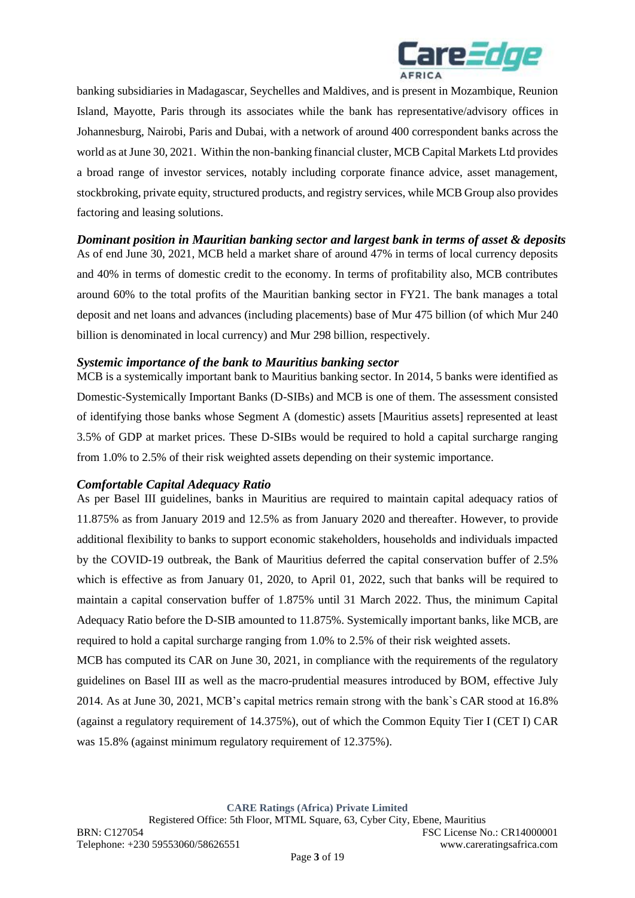banking subsidiaries in Madagascar, Seychelles and Maldives, and is present in Mozambique, Reunion Island, Mayotte, Paris through its associates while the bank has representative/advisory offices in Johannesburg, Nairobi, Paris and Dubai, with a network of around 400 correspondent banks across the world as at June 30, 2021. Within the non-banking financial cluster, MCB Capital Markets Ltd provides a broad range of investor services, notably including corporate finance advice, asset management, stockbroking, private equity, structured products, and registry services, while MCB Group also provides factoring and leasing solutions.

***Dominant position in Mauritian banking sector and largest bank in terms of asset & deposits***

As of end June 30, 2021, MCB held a market share of around 47% in terms of local currency deposits and 40% in terms of domestic credit to the economy. In terms of profitability also, MCB contributes around 60% to the total profits of the Mauritian banking sector in FY21. The bank manages a total deposit and net loans and advances (including placements) base of Mur 475 billion (of which Mur 240 billion is denominated in local currency) and Mur 298 billion, respectively.

***Systemic importance of the bank to Mauritius banking sector***

MCB is a systemically important bank to Mauritius banking sector. In 2014, 5 banks were identified as Domestic-Systemically Important Banks (D-SIBs) and MCB is one of them. The assessment consisted of identifying those banks whose Segment A (domestic) assets [Mauritius assets] represented at least 3.5% of GDP at market prices. These D-SIBs would be required to hold a capital surcharge ranging from 1.0% to 2.5% of their risk weighted assets depending on their systemic importance.

***Comfortable Capital Adequacy Ratio***

As per Basel III guidelines, banks in Mauritius are required to maintain capital adequacy ratios of 11.875% as from January 2019 and 12.5% as from January 2020 and thereafter. However, to provide additional flexibility to banks to support economic stakeholders, households and individuals impacted by the COVID-19 outbreak, the Bank of Mauritius deferred the capital conservation buffer of 2.5% which is effective as from January 01, 2020, to April 01, 2022, such that banks will be required to maintain a capital conservation buffer of 1.875% until 31 March 2022. Thus, the minimum Capital Adequacy Ratio before the D-SIB amounted to 11.875%. Systemically important banks, like MCB, are required to hold a capital surcharge ranging from 1.0% to 2.5% of their risk weighted assets.

MCB has computed its CAR on June 30, 2021, in compliance with the requirements of the regulatory guidelines on Basel III as well as the macro-prudential measures introduced by BOM, effective July 2014. As at June 30, 2021, MCB's capital metrics remain strong with the bank`s CAR stood at 16.8% (against a regulatory requirement of 14.375%), out of which the Common Equity Tier I (CET I) CAR was 15.8% (against minimum regulatory requirement of 12.375%).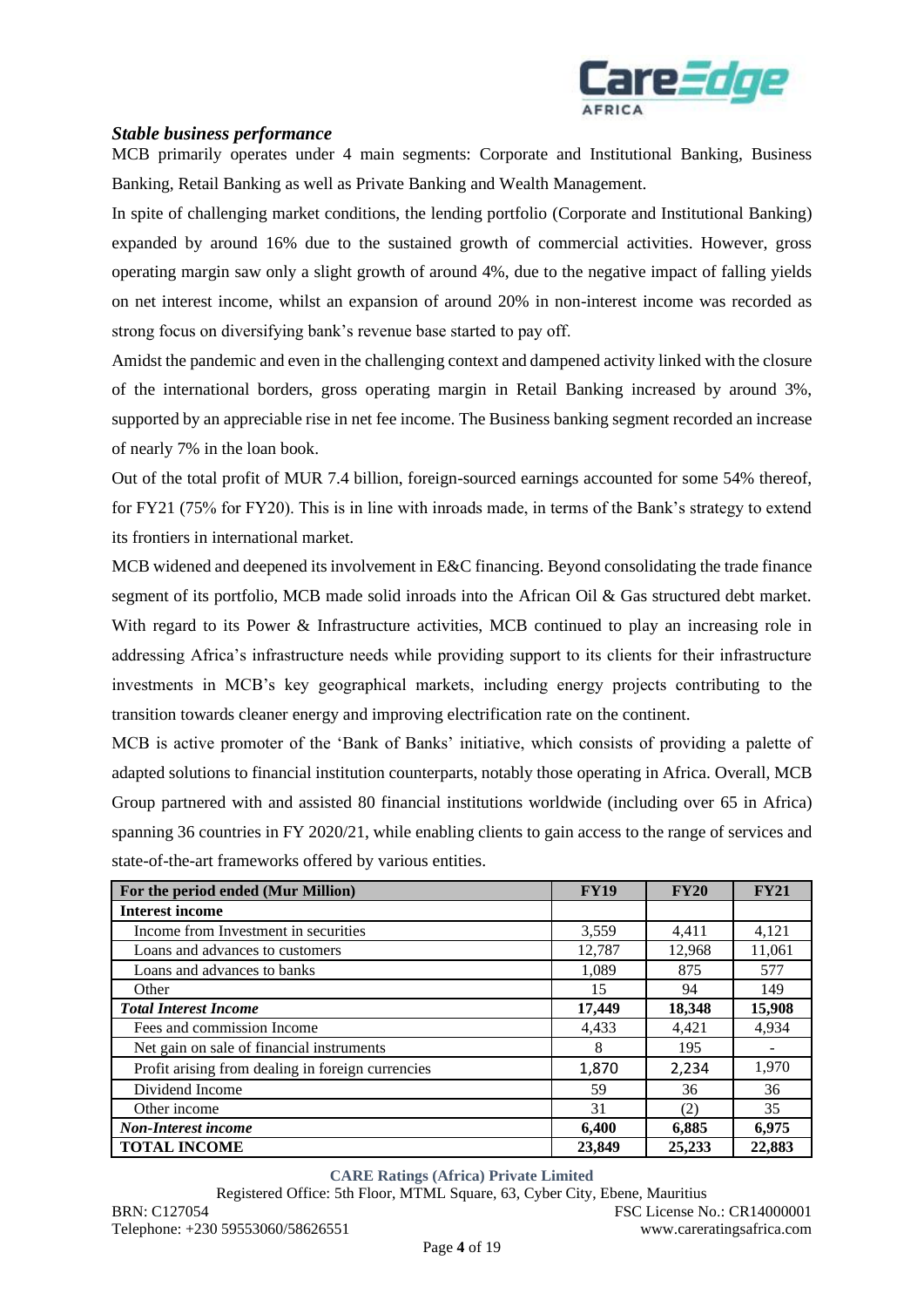### *Stable business performance*

MCB primarily operates under 4 main segments: Corporate and Institutional Banking, Business Banking, Retail Banking as well as Private Banking and Wealth Management.

In spite of challenging market conditions, the lending portfolio (Corporate and Institutional Banking) expanded by around 16% due to the sustained growth of commercial activities. However, gross operating margin saw only a slight growth of around 4%, due to the negative impact of falling yields on net interest income, whilst an expansion of around 20% in non-interest income was recorded as strong focus on diversifying bank's revenue base started to pay off.

Amidst the pandemic and even in the challenging context and dampened activity linked with the closure of the international borders, gross operating margin in Retail Banking increased by around 3%, supported by an appreciable rise in net fee income. The Business banking segment recorded an increase of nearly 7% in the loan book.

Out of the total profit of MUR 7.4 billion, foreign-sourced earnings accounted for some 54% thereof, for FY21 (75% for FY20). This is in line with inroads made, in terms of the Bank's strategy to extend its frontiers in international market.

MCB widened and deepened its involvement in E&C financing. Beyond consolidating the trade finance segment of its portfolio, MCB made solid inroads into the African Oil & Gas structured debt market. With regard to its Power & Infrastructure activities, MCB continued to play an increasing role in addressing Africa's infrastructure needs while providing support to its clients for their infrastructure investments in MCB's key geographical markets, including energy projects contributing to the transition towards cleaner energy and improving electrification rate on the continent.

MCB is active promoter of the 'Bank of Banks' initiative, which consists of providing a palette of adapted solutions to financial institution counterparts, notably those operating in Africa. Overall, MCB Group partnered with and assisted 80 financial institutions worldwide (including over 65 in Africa) spanning 36 countries in FY 2020/21, while enabling clients to gain access to the range of services and state-of-the-art frameworks offered by various entities.

| For the period ended (Mur Million) | FY19 | FY20 | FY21 |
|---|---|---|---|
| **Interest income** | | | |
| Income from Investment in securities | 3,559 | 4,411 | 4,121 |
| Loans and advances to customers | 12,787 | 12,968 | 11,061 |
| Loans and advances to banks | 1,089 | 875 | 577 |
| Other | 15 | 94 | 149 |
| ***Total Interest Income*** | **17,449** | **18,348** | **15,908** |
| Fees and commission Income | 4,433 | 4,421 | 4,934 |
| Net gain on sale of financial instruments | 8 | 195 | - |
| Profit arising from dealing in foreign currencies | 1,870 | 2,234 | 1,970 |
| Dividend Income | 59 | 36 | 36 |
| Other income | 31 | (2) | 35 |
| ***Non-Interest income*** | **6,400** | **6,885** | **6,975** |
| **TOTAL INCOME** | **23,849** | **25,233** | **22,883** |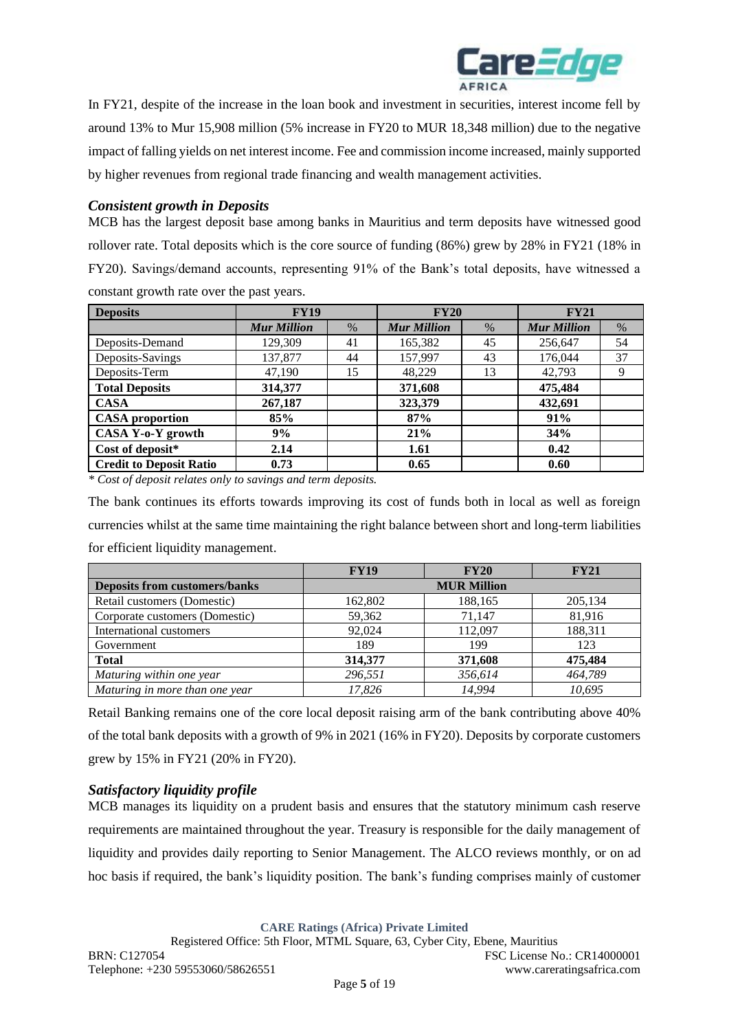In FY21, despite of the increase in the loan book and investment in securities, interest income fell by around 13% to Mur 15,908 million (5% increase in FY20 to MUR 18,348 million) due to the negative impact of falling yields on net interest income. Fee and commission income increased, mainly supported by higher revenues from regional trade financing and wealth management activities.

### *Consistent growth in Deposits*

MCB has the largest deposit base among banks in Mauritius and term deposits have witnessed good rollover rate. Total deposits which is the core source of funding (86%) grew by 28% in FY21 (18% in FY20). Savings/demand accounts, representing 91% of the Bank's total deposits, have witnessed a constant growth rate over the past years.

| **Deposits** | **FY19** | | **FY20** | | **FY21** | |
|---|---|---|---|---|---|---|
| | ***Mur Million*** | % | ***Mur Million*** | % | ***Mur Million*** | % |
| Deposits-Demand | 129,309 | 41 | 165,382 | 45 | 256,647 | 54 |
| Deposits-Savings | 137,877 | 44 | 157,997 | 43 | 176,044 | 37 |
| Deposits-Term | 47,190 | 15 | 48,229 | 13 | 42,793 | 9 |
| **Total Deposits** | **314,377** | | **371,608** | | **475,484** | |
| **CASA** | **267,187** | | **323,379** | | **432,691** | |
| **CASA proportion** | **85%** | | **87%** | | **91%** | |
| **CASA Y-o-Y growth** | **9%** | | **21%** | | **34%** | |
| **Cost of deposit*** | **2.14** | | **1.61** | | **0.42** | |
| **Credit to Deposit Ratio** | **0.73** | | **0.65** | | **0.60** | |

*\* Cost of deposit relates only to savings and term deposits.*

The bank continues its efforts towards improving its cost of funds both in local as well as foreign currencies whilst at the same time maintaining the right balance between short and long-term liabilities for efficient liquidity management.

| | **FY19** | **FY20** | **FY21** |
|---|---|---|---|
| **Deposits from customers/banks** | | **MUR Million** | |
| Retail customers (Domestic) | 162,802 | 188,165 | 205,134 |
| Corporate customers (Domestic) | 59,362 | 71,147 | 81,916 |
| International customers | 92,024 | 112,097 | 188,311 |
| Government | 189 | 199 | 123 |
| **Total** | **314,377** | **371,608** | **475,484** |
| *Maturing within one year* | *296,551* | *356,614* | *464,789* |
| *Maturing in more than one year* | *17,826* | *14,994* | *10,695* |

Retail Banking remains one of the core local deposit raising arm of the bank contributing above 40% of the total bank deposits with a growth of 9% in 2021 (16% in FY20). Deposits by corporate customers grew by 15% in FY21 (20% in FY20).

### *Satisfactory liquidity profile*

MCB manages its liquidity on a prudent basis and ensures that the statutory minimum cash reserve requirements are maintained throughout the year. Treasury is responsible for the daily management of liquidity and provides daily reporting to Senior Management. The ALCO reviews monthly, or on ad hoc basis if required, the bank's liquidity position. The bank's funding comprises mainly of customer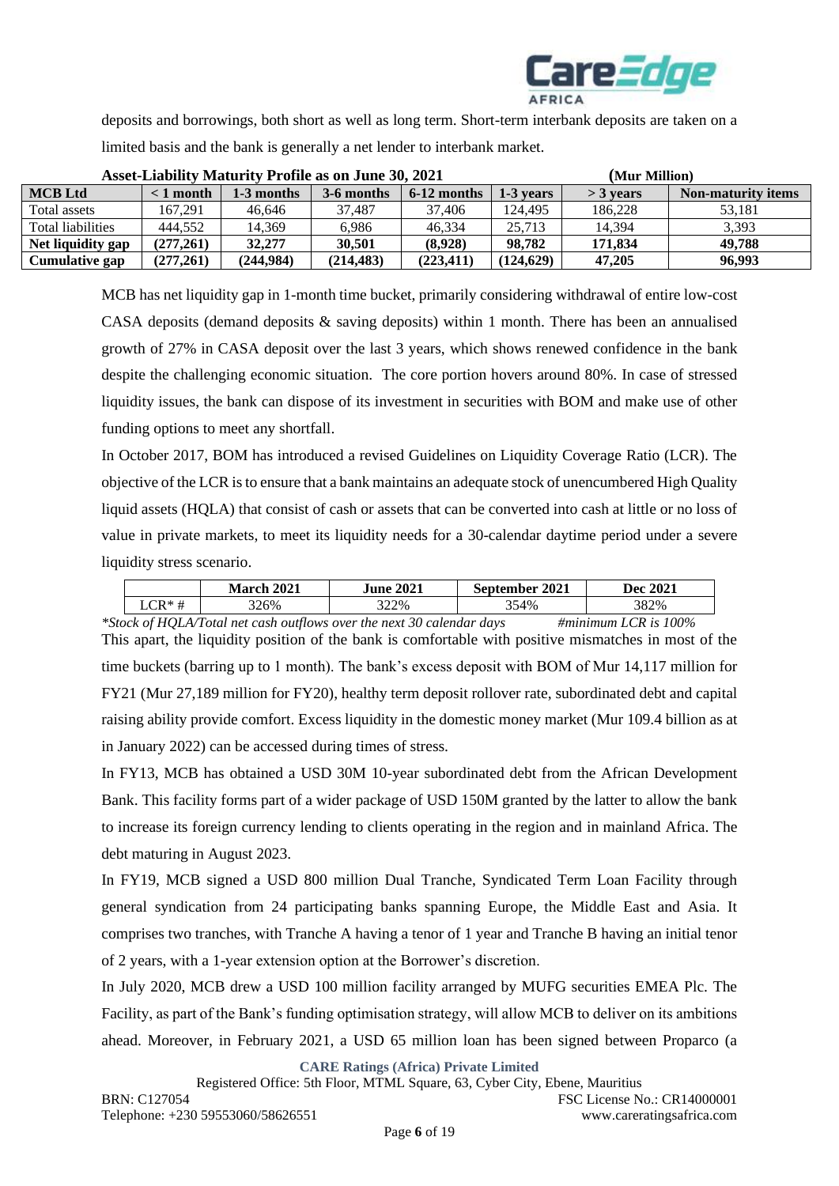deposits and borrowings, both short as well as long term. Short-term interbank deposits are taken on a limited basis and the bank is generally a net lender to interbank market.

**Asset-Liability Maturity Profile as on June 30, 2021** **(Mur Million)**

| MCB Ltd | < 1 month | 1-3 months | 3-6 months | 6-12 months | 1-3 years | > 3 years | Non-maturity items |
|---|---|---|---|---|---|---|---|
| Total assets | 167,291 | 46,646 | 37,487 | 37,406 | 124,495 | 186,228 | 53,181 |
| Total liabilities | 444,552 | 14,369 | 6,986 | 46,334 | 25,713 | 14,394 | 3,393 |
| **Net liquidity gap** | **(277,261)** | **32,277** | **30,501** | **(8,928)** | **98,782** | **171,834** | **49,788** |
| **Cumulative gap** | **(277,261)** | **(244,984)** | **(214,483)** | **(223,411)** | **(124,629)** | **47,205** | **96,993** |

MCB has net liquidity gap in 1-month time bucket, primarily considering withdrawal of entire low-cost CASA deposits (demand deposits & saving deposits) within 1 month. There has been an annualised growth of 27% in CASA deposit over the last 3 years, which shows renewed confidence in the bank despite the challenging economic situation. The core portion hovers around 80%. In case of stressed liquidity issues, the bank can dispose of its investment in securities with BOM and make use of other funding options to meet any shortfall.

In October 2017, BOM has introduced a revised Guidelines on Liquidity Coverage Ratio (LCR). The objective of the LCR is to ensure that a bank maintains an adequate stock of unencumbered High Quality liquid assets (HQLA) that consist of cash or assets that can be converted into cash at little or no loss of value in private markets, to meet its liquidity needs for a 30-calendar daytime period under a severe liquidity stress scenario.

| | March 2021 | June 2021 | September 2021 | Dec 2021 |
|---|---|---|---|---|
| LCR* # | 326% | 322% | 354% | 382% |

*\*Stock of HQLA/Total net cash outflows over the next 30 calendar days* *#minimum LCR is 100%*

This apart, the liquidity position of the bank is comfortable with positive mismatches in most of the time buckets (barring up to 1 month). The bank's excess deposit with BOM of Mur 14,117 million for FY21 (Mur 27,189 million for FY20), healthy term deposit rollover rate, subordinated debt and capital raising ability provide comfort. Excess liquidity in the domestic money market (Mur 109.4 billion as at in January 2022) can be accessed during times of stress.

In FY13, MCB has obtained a USD 30M 10-year subordinated debt from the African Development Bank. This facility forms part of a wider package of USD 150M granted by the latter to allow the bank to increase its foreign currency lending to clients operating in the region and in mainland Africa. The debt maturing in August 2023.

In FY19, MCB signed a USD 800 million Dual Tranche, Syndicated Term Loan Facility through general syndication from 24 participating banks spanning Europe, the Middle East and Asia. It comprises two tranches, with Tranche A having a tenor of 1 year and Tranche B having an initial tenor of 2 years, with a 1-year extension option at the Borrower's discretion.

In July 2020, MCB drew a USD 100 million facility arranged by MUFG securities EMEA Plc. The Facility, as part of the Bank's funding optimisation strategy, will allow MCB to deliver on its ambitions ahead. Moreover, in February 2021, a USD 65 million loan has been signed between Proparco (a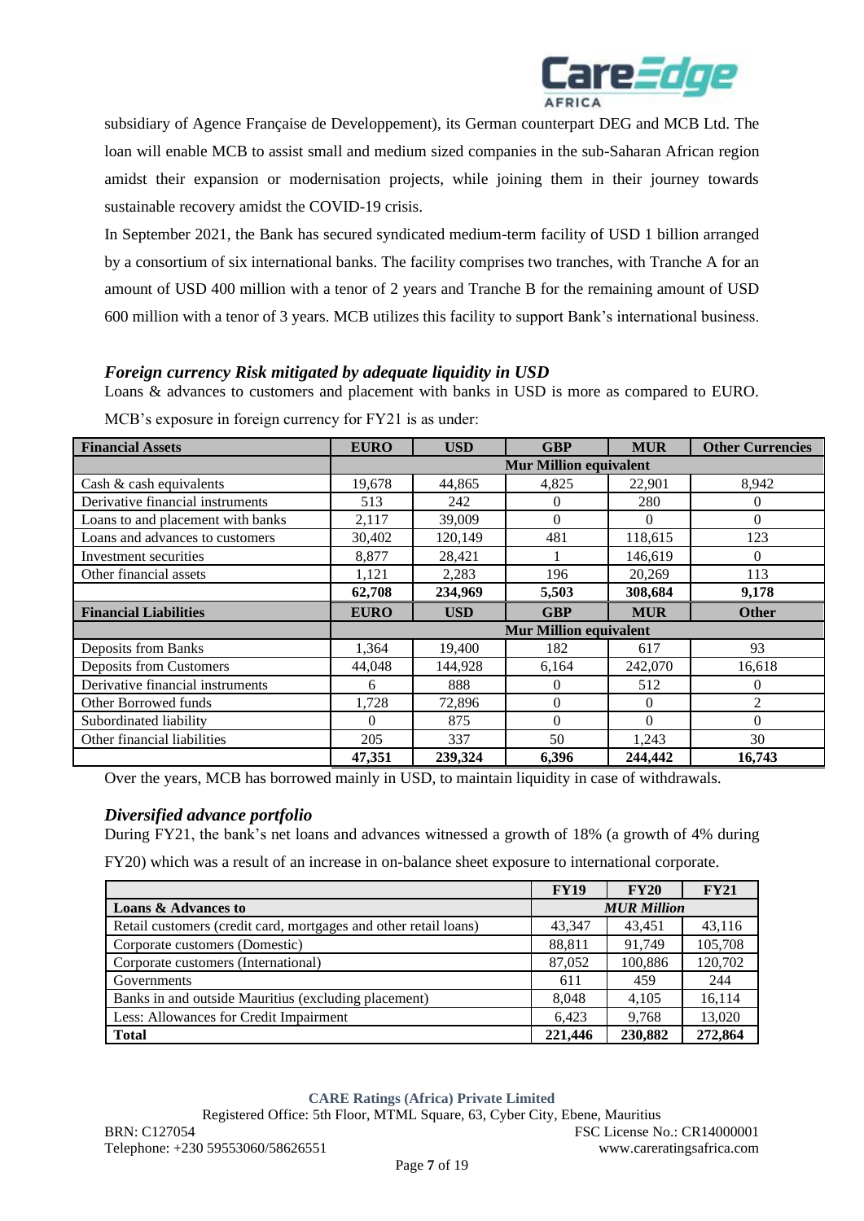subsidiary of Agence Française de Developpement), its German counterpart DEG and MCB Ltd. The loan will enable MCB to assist small and medium sized companies in the sub-Saharan African region amidst their expansion or modernisation projects, while joining them in their journey towards sustainable recovery amidst the COVID-19 crisis.

In September 2021, the Bank has secured syndicated medium-term facility of USD 1 billion arranged by a consortium of six international banks. The facility comprises two tranches, with Tranche A for an amount of USD 400 million with a tenor of 2 years and Tranche B for the remaining amount of USD 600 million with a tenor of 3 years. MCB utilizes this facility to support Bank's international business.

### *Foreign currency Risk mitigated by adequate liquidity in USD*

Loans & advances to customers and placement with banks in USD is more as compared to EURO. MCB's exposure in foreign currency for FY21 is as under:

| **Financial Assets** | **EURO** | **USD** | **GBP** | **MUR** | **Other Currencies** |
|---|---|---|---|---|---|
| | **Mur Million equivalent** | | | | |
| Cash & cash equivalents | 19,678 | 44,865 | 4,825 | 22,901 | 8,942 |
| Derivative financial instruments | 513 | 242 | 0 | 280 | 0 |
| Loans to and placement with banks | 2,117 | 39,009 | 0 | 0 | 0 |
| Loans and advances to customers | 30,402 | 120,149 | 481 | 118,615 | 123 |
| Investment securities | 8,877 | 28,421 | 1 | 146,619 | 0 |
| Other financial assets | 1,121 | 2,283 | 196 | 20,269 | 113 |
| | **62,708** | **234,969** | **5,503** | **308,684** | **9,178** |
| **Financial Liabilities** | **EURO** | **USD** | **GBP** | **MUR** | **Other** |
| | **Mur Million equivalent** | | | | |
| Deposits from Banks | 1,364 | 19,400 | 182 | 617 | 93 |
| Deposits from Customers | 44,048 | 144,928 | 6,164 | 242,070 | 16,618 |
| Derivative financial instruments | 6 | 888 | 0 | 512 | 0 |
| Other Borrowed funds | 1,728 | 72,896 | 0 | 0 | 2 |
| Subordinated liability | 0 | 875 | 0 | 0 | 0 |
| Other financial liabilities | 205 | 337 | 50 | 1,243 | 30 |
| | **47,351** | **239,324** | **6,396** | **244,442** | **16,743** |

Over the years, MCB has borrowed mainly in USD, to maintain liquidity in case of withdrawals.

### *Diversified advance portfolio*

During FY21, the bank's net loans and advances witnessed a growth of 18% (a growth of 4% during FY20) which was a result of an increase in on-balance sheet exposure to international corporate.

| | **FY19** | **FY20** | **FY21** |
|---|---|---|---|
| **Loans & Advances to** | ***MUR Million*** | | |
| Retail customers (credit card, mortgages and other retail loans) | 43,347 | 43,451 | 43,116 |
| Corporate customers (Domestic) | 88,811 | 91,749 | 105,708 |
| Corporate customers (International) | 87,052 | 100,886 | 120,702 |
| Governments | 611 | 459 | 244 |
| Banks in and outside Mauritius (excluding placement) | 8,048 | 4,105 | 16,114 |
| Less: Allowances for Credit Impairment | 6,423 | 9,768 | 13,020 |
| **Total** | **221,446** | **230,882** | **272,864** |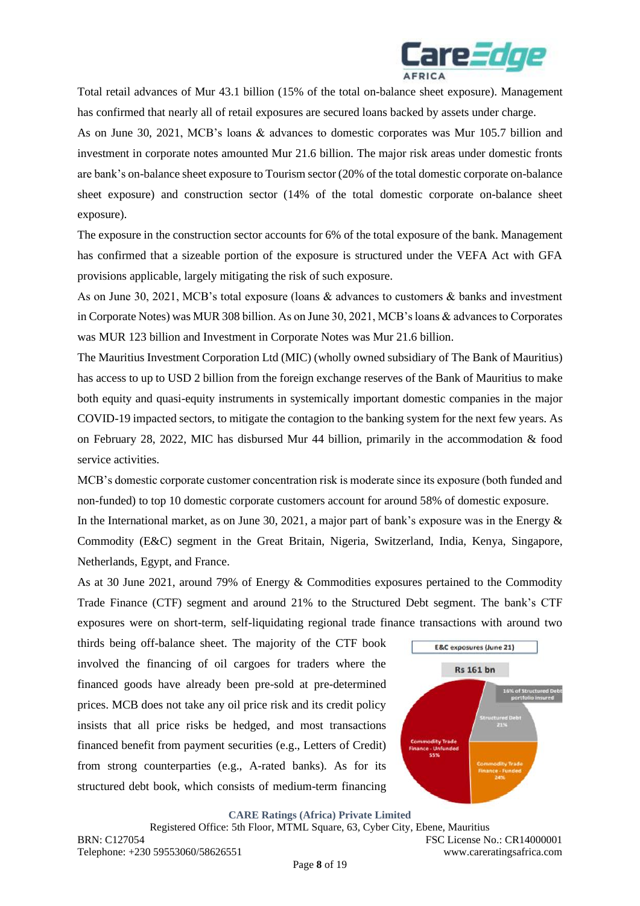Total retail advances of Mur 43.1 billion (15% of the total on-balance sheet exposure). Management has confirmed that nearly all of retail exposures are secured loans backed by assets under charge.

As on June 30, 2021, MCB's loans & advances to domestic corporates was Mur 105.7 billion and investment in corporate notes amounted Mur 21.6 billion. The major risk areas under domestic fronts are bank's on-balance sheet exposure to Tourism sector (20% of the total domestic corporate on-balance sheet exposure) and construction sector (14% of the total domestic corporate on-balance sheet exposure).

The exposure in the construction sector accounts for 6% of the total exposure of the bank. Management has confirmed that a sizeable portion of the exposure is structured under the VEFA Act with GFA provisions applicable, largely mitigating the risk of such exposure.

As on June 30, 2021, MCB's total exposure (loans & advances to customers & banks and investment in Corporate Notes) was MUR 308 billion. As on June 30, 2021, MCB's loans & advances to Corporates was MUR 123 billion and Investment in Corporate Notes was Mur 21.6 billion.

The Mauritius Investment Corporation Ltd (MIC) (wholly owned subsidiary of The Bank of Mauritius) has access to up to USD 2 billion from the foreign exchange reserves of the Bank of Mauritius to make both equity and quasi-equity instruments in systemically important domestic companies in the major COVID-19 impacted sectors, to mitigate the contagion to the banking system for the next few years. As on February 28, 2022, MIC has disbursed Mur 44 billion, primarily in the accommodation & food service activities.

MCB's domestic corporate customer concentration risk is moderate since its exposure (both funded and non-funded) to top 10 domestic corporate customers account for around 58% of domestic exposure.

In the International market, as on June 30, 2021, a major part of bank's exposure was in the Energy & Commodity (E&C) segment in the Great Britain, Nigeria, Switzerland, India, Kenya, Singapore, Netherlands, Egypt, and France.

As at 30 June 2021, around 79% of Energy & Commodities exposures pertained to the Commodity Trade Finance (CTF) segment and around 21% to the Structured Debt segment. The bank's CTF exposures were on short-term, self-liquidating regional trade finance transactions with around two thirds being off-balance sheet. The majority of the CTF book involved the financing of oil cargoes for traders where the financed goods have already been pre-sold at pre-determined prices. MCB does not take any oil price risk and its credit policy insists that all price risks be hedged, and most transactions financed benefit from payment securities (e.g., Letters of Credit) from strong counterparties (e.g., A-rated banks). As for its structured debt book, which consists of medium-term financing

E&C exposures (June 21)

Rs 161 bn

- Commodity Trade Finance - Unfunded 55%
- Commodity Trade Finance - Funded 24%
- Structured Debt 21%
- 16% of Structured Debt portfolio insured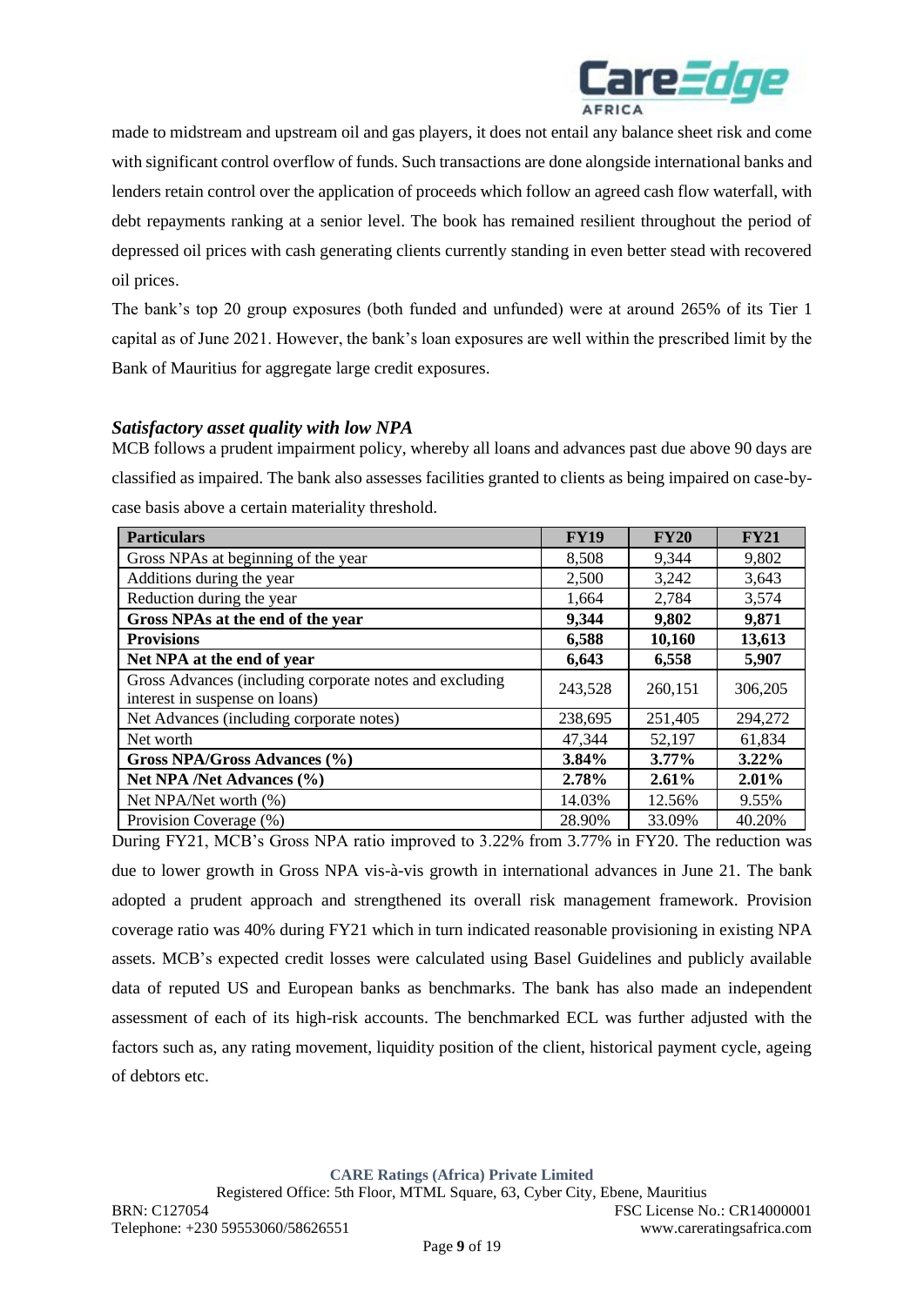made to midstream and upstream oil and gas players, it does not entail any balance sheet risk and come with significant control overflow of funds. Such transactions are done alongside international banks and lenders retain control over the application of proceeds which follow an agreed cash flow waterfall, with debt repayments ranking at a senior level. The book has remained resilient throughout the period of depressed oil prices with cash generating clients currently standing in even better stead with recovered oil prices.

The bank's top 20 group exposures (both funded and unfunded) were at around 265% of its Tier 1 capital as of June 2021. However, the bank's loan exposures are well within the prescribed limit by the Bank of Mauritius for aggregate large credit exposures.

### *Satisfactory asset quality with low NPA*

MCB follows a prudent impairment policy, whereby all loans and advances past due above 90 days are classified as impaired. The bank also assesses facilities granted to clients as being impaired on case-by-case basis above a certain materiality threshold.

| **Particulars** | **FY19** | **FY20** | **FY21** |
|---|---|---|---|
| Gross NPAs at beginning of the year | 8,508 | 9,344 | 9,802 |
| Additions during the year | 2,500 | 3,242 | 3,643 |
| Reduction during the year | 1,664 | 2,784 | 3,574 |
| **Gross NPAs at the end of the year** | **9,344** | **9,802** | **9,871** |
| **Provisions** | **6,588** | **10,160** | **13,613** |
| **Net NPA at the end of year** | **6,643** | **6,558** | **5,907** |
| Gross Advances (including corporate notes and excluding interest in suspense on loans) | 243,528 | 260,151 | 306,205 |
| Net Advances (including corporate notes) | 238,695 | 251,405 | 294,272 |
| Net worth | 47,344 | 52,197 | 61,834 |
| **Gross NPA/Gross Advances (%)** | **3.84%** | **3.77%** | **3.22%** |
| **Net NPA /Net Advances (%)** | **2.78%** | **2.61%** | **2.01%** |
| Net NPA/Net worth (%) | 14.03% | 12.56% | 9.55% |
| Provision Coverage (%) | 28.90% | 33.09% | 40.20% |

During FY21, MCB's Gross NPA ratio improved to 3.22% from 3.77% in FY20. The reduction was due to lower growth in Gross NPA vis-à-vis growth in international advances in June 21. The bank adopted a prudent approach and strengthened its overall risk management framework. Provision coverage ratio was 40% during FY21 which in turn indicated reasonable provisioning in existing NPA assets. MCB's expected credit losses were calculated using Basel Guidelines and publicly available data of reputed US and European banks as benchmarks. The bank has also made an independent assessment of each of its high-risk accounts. The benchmarked ECL was further adjusted with the factors such as, any rating movement, liquidity position of the client, historical payment cycle, ageing of debtors etc.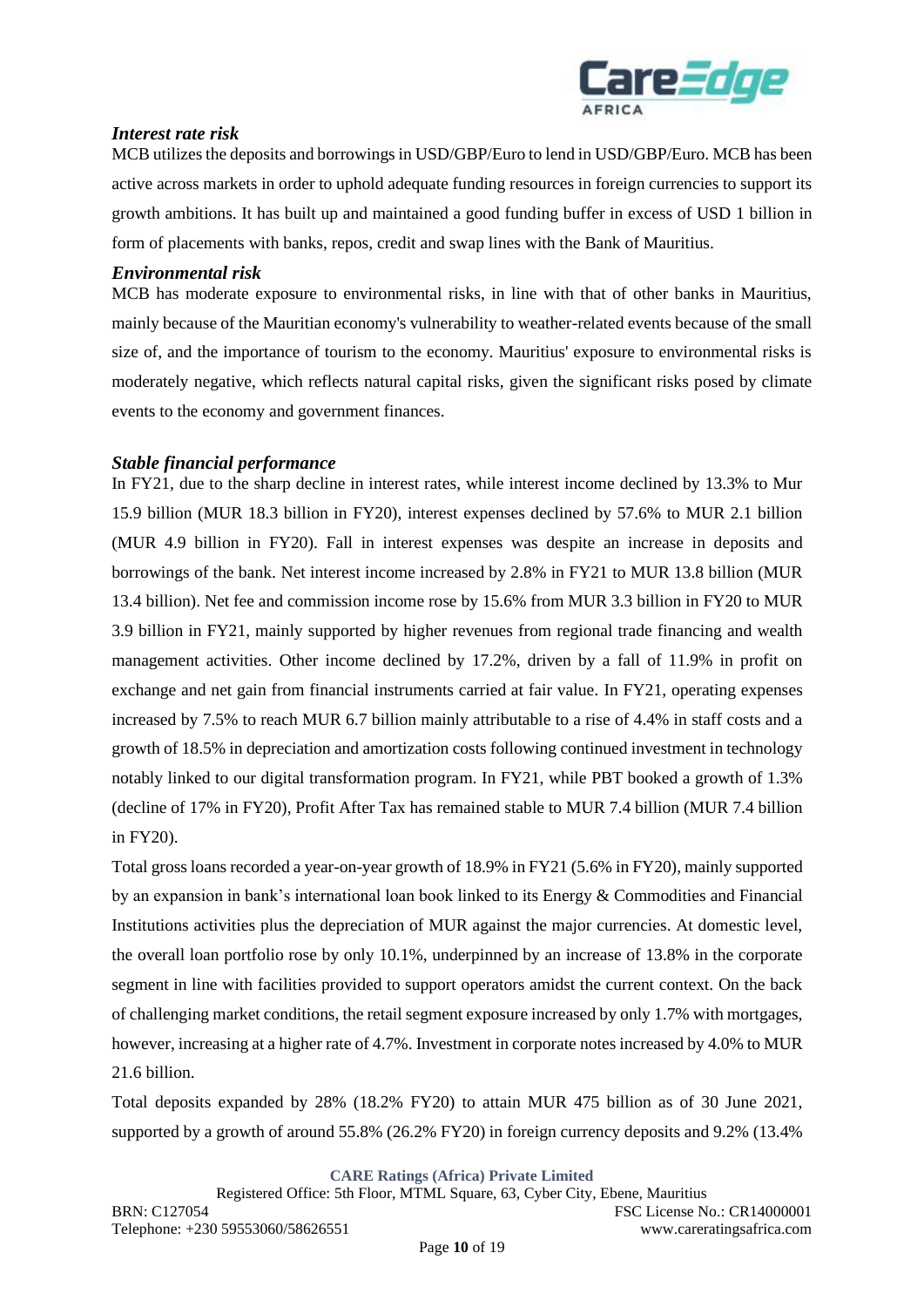### *Interest rate risk*

MCB utilizes the deposits and borrowings in USD/GBP/Euro to lend in USD/GBP/Euro. MCB has been active across markets in order to uphold adequate funding resources in foreign currencies to support its growth ambitions. It has built up and maintained a good funding buffer in excess of USD 1 billion in form of placements with banks, repos, credit and swap lines with the Bank of Mauritius.

### *Environmental risk*

MCB has moderate exposure to environmental risks, in line with that of other banks in Mauritius, mainly because of the Mauritian economy's vulnerability to weather-related events because of the small size of, and the importance of tourism to the economy. Mauritius' exposure to environmental risks is moderately negative, which reflects natural capital risks, given the significant risks posed by climate events to the economy and government finances.

### *Stable financial performance*

In FY21, due to the sharp decline in interest rates, while interest income declined by 13.3% to Mur 15.9 billion (MUR 18.3 billion in FY20), interest expenses declined by 57.6% to MUR 2.1 billion (MUR 4.9 billion in FY20). Fall in interest expenses was despite an increase in deposits and borrowings of the bank. Net interest income increased by 2.8% in FY21 to MUR 13.8 billion (MUR 13.4 billion). Net fee and commission income rose by 15.6% from MUR 3.3 billion in FY20 to MUR 3.9 billion in FY21, mainly supported by higher revenues from regional trade financing and wealth management activities. Other income declined by 17.2%, driven by a fall of 11.9% in profit on exchange and net gain from financial instruments carried at fair value. In FY21, operating expenses increased by 7.5% to reach MUR 6.7 billion mainly attributable to a rise of 4.4% in staff costs and a growth of 18.5% in depreciation and amortization costs following continued investment in technology notably linked to our digital transformation program. In FY21, while PBT booked a growth of 1.3% (decline of 17% in FY20), Profit After Tax has remained stable to MUR 7.4 billion (MUR 7.4 billion in FY20).

Total gross loans recorded a year-on-year growth of 18.9% in FY21 (5.6% in FY20), mainly supported by an expansion in bank's international loan book linked to its Energy & Commodities and Financial Institutions activities plus the depreciation of MUR against the major currencies. At domestic level, the overall loan portfolio rose by only 10.1%, underpinned by an increase of 13.8% in the corporate segment in line with facilities provided to support operators amidst the current context. On the back of challenging market conditions, the retail segment exposure increased by only 1.7% with mortgages, however, increasing at a higher rate of 4.7%. Investment in corporate notes increased by 4.0% to MUR 21.6 billion.

Total deposits expanded by 28% (18.2% FY20) to attain MUR 475 billion as of 30 June 2021, supported by a growth of around 55.8% (26.2% FY20) in foreign currency deposits and 9.2% (13.4%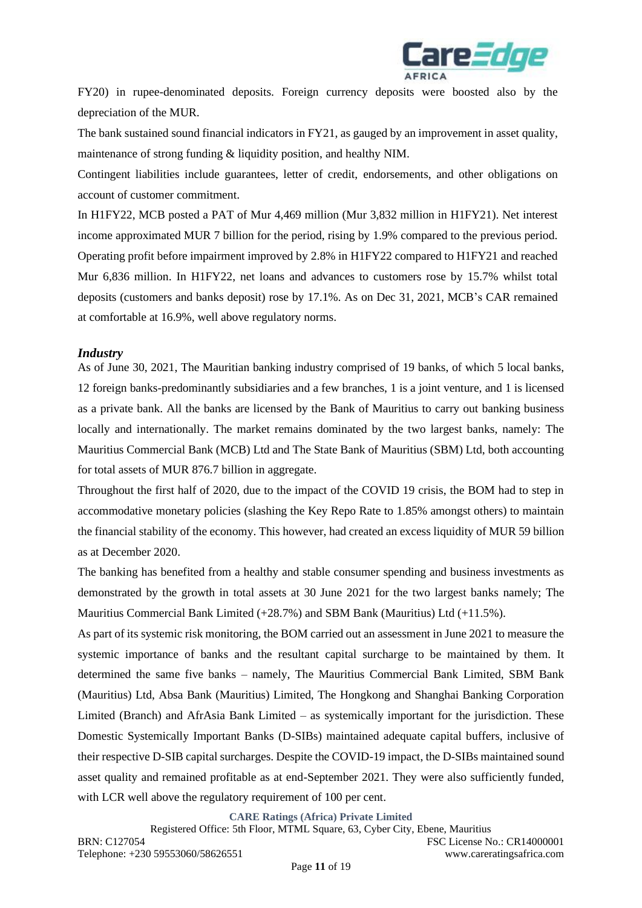FY20) in rupee-denominated deposits. Foreign currency deposits were boosted also by the depreciation of the MUR.

The bank sustained sound financial indicators in FY21, as gauged by an improvement in asset quality, maintenance of strong funding & liquidity position, and healthy NIM.

Contingent liabilities include guarantees, letter of credit, endorsements, and other obligations on account of customer commitment.

In H1FY22, MCB posted a PAT of Mur 4,469 million (Mur 3,832 million in H1FY21). Net interest income approximated MUR 7 billion for the period, rising by 1.9% compared to the previous period. Operating profit before impairment improved by 2.8% in H1FY22 compared to H1FY21 and reached Mur 6,836 million. In H1FY22, net loans and advances to customers rose by 15.7% whilst total deposits (customers and banks deposit) rose by 17.1%. As on Dec 31, 2021, MCB's CAR remained at comfortable at 16.9%, well above regulatory norms.

***Industry***

As of June 30, 2021, The Mauritian banking industry comprised of 19 banks, of which 5 local banks, 12 foreign banks-predominantly subsidiaries and a few branches, 1 is a joint venture, and 1 is licensed as a private bank. All the banks are licensed by the Bank of Mauritius to carry out banking business locally and internationally. The market remains dominated by the two largest banks, namely: The Mauritius Commercial Bank (MCB) Ltd and The State Bank of Mauritius (SBM) Ltd, both accounting for total assets of MUR 876.7 billion in aggregate.

Throughout the first half of 2020, due to the impact of the COVID 19 crisis, the BOM had to step in accommodative monetary policies (slashing the Key Repo Rate to 1.85% amongst others) to maintain the financial stability of the economy. This however, had created an excess liquidity of MUR 59 billion as at December 2020.

The banking has benefited from a healthy and stable consumer spending and business investments as demonstrated by the growth in total assets at 30 June 2021 for the two largest banks namely; The Mauritius Commercial Bank Limited (+28.7%) and SBM Bank (Mauritius) Ltd (+11.5%).

As part of its systemic risk monitoring, the BOM carried out an assessment in June 2021 to measure the systemic importance of banks and the resultant capital surcharge to be maintained by them. It determined the same five banks – namely, The Mauritius Commercial Bank Limited, SBM Bank (Mauritius) Ltd, Absa Bank (Mauritius) Limited, The Hongkong and Shanghai Banking Corporation Limited (Branch) and AfrAsia Bank Limited – as systemically important for the jurisdiction. These Domestic Systemically Important Banks (D-SIBs) maintained adequate capital buffers, inclusive of their respective D-SIB capital surcharges. Despite the COVID-19 impact, the D-SIBs maintained sound asset quality and remained profitable as at end-September 2021. They were also sufficiently funded, with LCR well above the regulatory requirement of 100 per cent.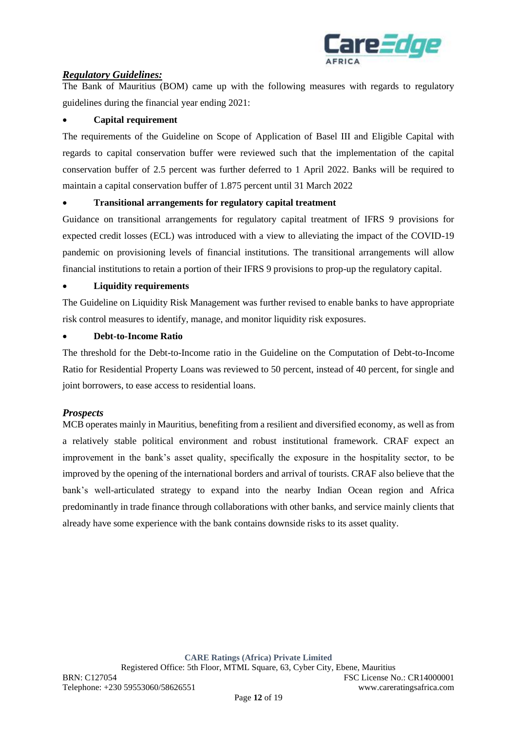***Regulatory Guidelines:***

The Bank of Mauritius (BOM) came up with the following measures with regards to regulatory guidelines during the financial year ending 2021:

- **Capital requirement**

The requirements of the Guideline on Scope of Application of Basel III and Eligible Capital with regards to capital conservation buffer were reviewed such that the implementation of the capital conservation buffer of 2.5 percent was further deferred to 1 April 2022. Banks will be required to maintain a capital conservation buffer of 1.875 percent until 31 March 2022

- **Transitional arrangements for regulatory capital treatment**

Guidance on transitional arrangements for regulatory capital treatment of IFRS 9 provisions for expected credit losses (ECL) was introduced with a view to alleviating the impact of the COVID-19 pandemic on provisioning levels of financial institutions. The transitional arrangements will allow financial institutions to retain a portion of their IFRS 9 provisions to prop-up the regulatory capital.

- **Liquidity requirements**

The Guideline on Liquidity Risk Management was further revised to enable banks to have appropriate risk control measures to identify, manage, and monitor liquidity risk exposures.

- **Debt-to-Income Ratio**

The threshold for the Debt-to-Income ratio in the Guideline on the Computation of Debt-to-Income Ratio for Residential Property Loans was reviewed to 50 percent, instead of 40 percent, for single and joint borrowers, to ease access to residential loans.

***Prospects***

MCB operates mainly in Mauritius, benefiting from a resilient and diversified economy, as well as from a relatively stable political environment and robust institutional framework. CRAF expect an improvement in the bank's asset quality, specifically the exposure in the hospitality sector, to be improved by the opening of the international borders and arrival of tourists. CRAF also believe that the bank's well-articulated strategy to expand into the nearby Indian Ocean region and Africa predominantly in trade finance through collaborations with other banks, and service mainly clients that already have some experience with the bank contains downside risks to its asset quality.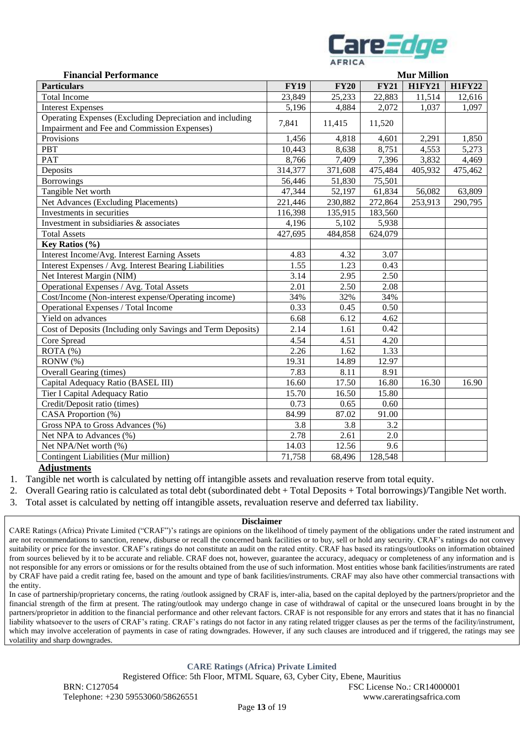**Financial Performance** **Mur Million**

| Particulars | FY19 | FY20 | FY21 | H1FY21 | H1FY22 |
|---|---|---|---|---|---|
| Total Income | 23,849 | 25,233 | 22,883 | 11,514 | 12,616 |
| Interest Expenses | 5,196 | 4,884 | 2,072 | 1,037 | 1,097 |
| Operating Expenses (Excluding Depreciation and including Impairment and Fee and Commission Expenses) | 7,841 | 11,415 | 11,520 | | |
| Provisions | 1,456 | 4,818 | 4,601 | 2,291 | 1,850 |
| PBT | 10,443 | 8,638 | 8,751 | 4,553 | 5,273 |
| PAT | 8,766 | 7,409 | 7,396 | 3,832 | 4,469 |
| Deposits | 314,377 | 371,608 | 475,484 | 405,932 | 475,462 |
| Borrowings | 56,446 | 51,830 | 75,501 | | |
| Tangible Net worth | 47,344 | 52,197 | 61,834 | 56,082 | 63,809 |
| Net Advances (Excluding Placements) | 221,446 | 230,882 | 272,864 | 253,913 | 290,795 |
| Investments in securities | 116,398 | 135,915 | 183,560 | | |
| Investment in subsidiaries & associates | 4,196 | 5,102 | 5,938 | | |
| Total Assets | 427,695 | 484,858 | 624,079 | | |
| **Key Ratios (%)** | | | | | |
| Interest Income/Avg. Interest Earning Assets | 4.83 | 4.32 | 3.07 | | |
| Interest Expenses / Avg. Interest Bearing Liabilities | 1.55 | 1.23 | 0.43 | | |
| Net Interest Margin (NIM) | 3.14 | 2.95 | 2.50 | | |
| Operational Expenses / Avg. Total Assets | 2.01 | 2.50 | 2.08 | | |
| Cost/Income (Non-interest expense/Operating income) | 34% | 32% | 34% | | |
| Operational Expenses / Total Income | 0.33 | 0.45 | 0.50 | | |
| Yield on advances | 6.68 | 6.12 | 4.62 | | |
| Cost of Deposits (Including only Savings and Term Deposits) | 2.14 | 1.61 | 0.42 | | |
| Core Spread | 4.54 | 4.51 | 4.20 | | |
| ROTA (%) | 2.26 | 1.62 | 1.33 | | |
| RONW (%) | 19.31 | 14.89 | 12.97 | | |
| Overall Gearing (times) | 7.83 | 8.11 | 8.91 | | |
| Capital Adequacy Ratio (BASEL III) | 16.60 | 17.50 | 16.80 | 16.30 | 16.90 |
| Tier I Capital Adequacy Ratio | 15.70 | 16.50 | 15.80 | | |
| Credit/Deposit ratio (times) | 0.73 | 0.65 | 0.60 | | |
| CASA Proportion (%) | 84.99 | 87.02 | 91.00 | | |
| Gross NPA to Gross Advances (%) | 3.8 | 3.8 | 3.2 | | |
| Net NPA to Advances (%) | 2.78 | 2.61 | 2.0 | | |
| Net NPA/Net worth (%) | 14.03 | 12.56 | 9.6 | | |
| Contingent Liabilities (Mur million) | 71,758 | 68,496 | 128,548 | | |

**Adjustments**

1. Tangible net worth is calculated by netting off intangible assets and revaluation reserve from total equity.
2. Overall Gearing ratio is calculated as total debt (subordinated debt + Total Deposits + Total borrowings)/Tangible Net worth.
3. Total asset is calculated by netting off intangible assets, revaluation reserve and deferred tax liability.

**Disclaimer**

CARE Ratings (Africa) Private Limited ("CRAF")'s ratings are opinions on the likelihood of timely payment of the obligations under the rated instrument and are not recommendations to sanction, renew, disburse or recall the concerned bank facilities or to buy, sell or hold any security. CRAF's ratings do not convey suitability or price for the investor. CRAF's ratings do not constitute an audit on the rated entity. CRAF has based its ratings/outlooks on information obtained from sources believed by it to be accurate and reliable. CRAF does not, however, guarantee the accuracy, adequacy or completeness of any information and is not responsible for any errors or omissions or for the results obtained from the use of such information. Most entities whose bank facilities/instruments are rated by CRAF have paid a credit rating fee, based on the amount and type of bank facilities/instruments. CRAF may also have other commercial transactions with the entity.

In case of partnership/proprietary concerns, the rating /outlook assigned by CRAF is, inter-alia, based on the capital deployed by the partners/proprietor and the financial strength of the firm at present. The rating/outlook may undergo change in case of withdrawal of capital or the unsecured loans brought in by the partners/proprietor in addition to the financial performance and other relevant factors. CRAF is not responsible for any errors and states that it has no financial liability whatsoever to the users of CRAF's rating. CRAF's ratings do not factor in any rating related trigger clauses as per the terms of the facility/instrument, which may involve acceleration of payments in case of rating downgrades. However, if any such clauses are introduced and if triggered, the ratings may see volatility and sharp downgrades.

**CARE Ratings (Africa) Private Limited**

Registered Office: 5th Floor, MTML Square, 63, Cyber City, Ebene, Mauritius

BRN: C127054 FSC License No.: CR14000001

Telephone: +230 59553060/58626551 www.careratingsafrica.com